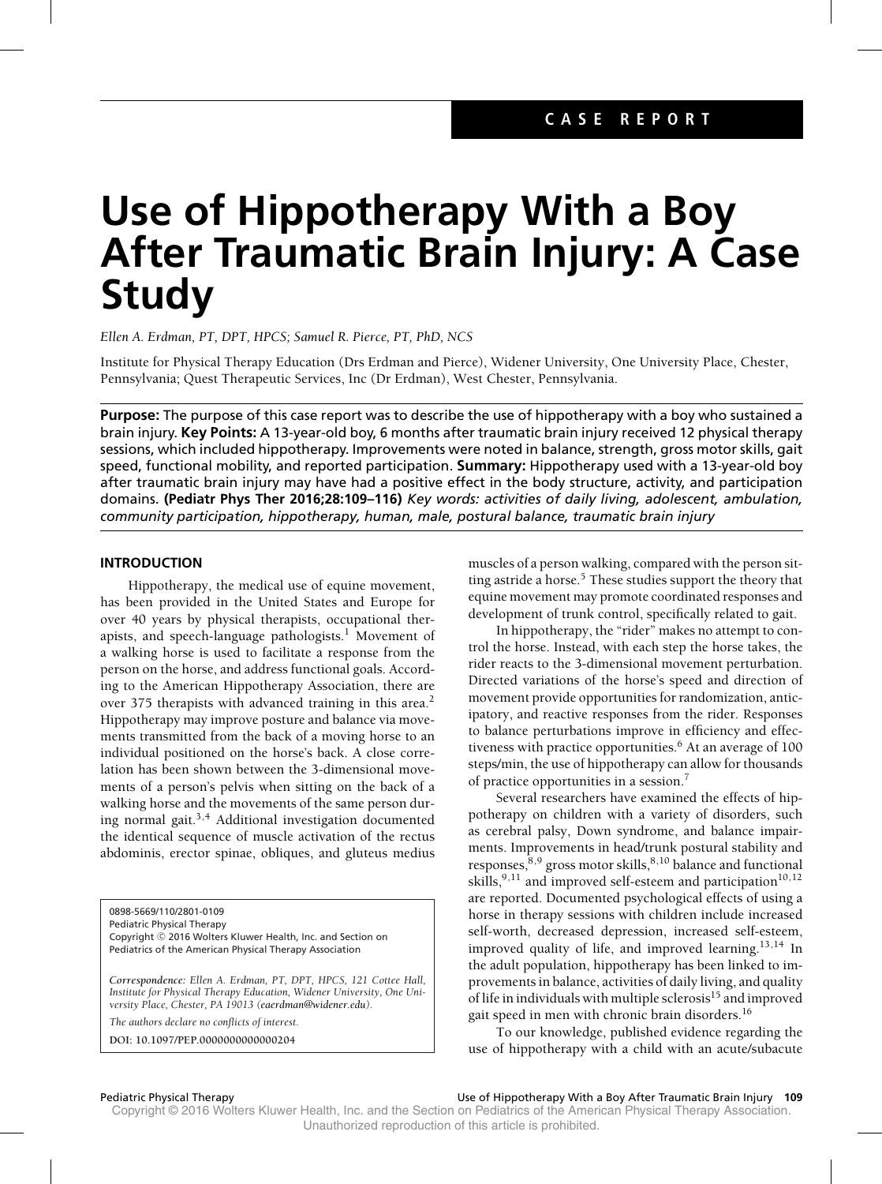CASE REPORT

# Use of Hippotherapy With a Boy After Traumatic Brain Injury: A Case Study

*Ellen A. Erdman, PT, DPT, HPCS; Samuel R. Pierce, PT, PhD, NCS*

Institute for Physical Therapy Education (Drs Erdman and Pierce), Widener University, One University Place, Chester, Pennsylvania; Quest Therapeutic Services, Inc (Dr Erdman), West Chester, Pennsylvania.

**Purpose:** The purpose of this case report was to describe the use of hippotherapy with a boy who sustained a brain injury. **Key Points:** A 13-year-old boy, 6 months after traumatic brain injury received 12 physical therapy sessions, which included hippotherapy. Improvements were noted in balance, strength, gross motor skills, gait speed, functional mobility, and reported participation. **Summary:** Hippotherapy used with a 13-year-old boy after traumatic brain injury may have had a positive effect in the body structure, activity, and participation domains. **(Pediatr Phys Ther 2016;28:109–116)** *Key words: activities of daily living, adolescent, ambulation, community participation, hippotherapy, human, male, postural balance, traumatic brain injury*

## INTRODUCTION

Hippotherapy, the medical use of equine movement, has been provided in the United States and Europe for over 40 years by physical therapists, occupational therapists, and speech-language pathologists.[1] Movement of a walking horse is used to facilitate a response from the person on the horse, and address functional goals. According to the American Hippotherapy Association, there are over 375 therapists with advanced training in this area.[2] Hippotherapy may improve posture and balance via movements transmitted from the back of a moving horse to an individual positioned on the horse's back. A close correlation has been shown between the 3-dimensional movements of a person's pelvis when sitting on the back of a walking horse and the movements of the same person during normal gait.[3,4] Additional investigation documented the identical sequence of muscle activation of the rectus abdominis, erector spinae, obliques, and gluteus medius muscles of a person walking, compared with the person sitting astride a horse.[5] These studies support the theory that equine movement may promote coordinated responses and development of trunk control, specifically related to gait.

In hippotherapy, the "rider" makes no attempt to control the horse. Instead, with each step the horse takes, the rider reacts to the 3-dimensional movement perturbation. Directed variations of the horse's speed and direction of movement provide opportunities for randomization, anticipatory, and reactive responses from the rider. Responses to balance perturbations improve in efficiency and effectiveness with practice opportunities.[6] At an average of 100 steps/min, the use of hippotherapy can allow for thousands of practice opportunities in a session.[7]

Several researchers have examined the effects of hippotherapy on children with a variety of disorders, such as cerebral palsy, Down syndrome, and balance impairments. Improvements in head/trunk postural stability and responses,[8,9] gross motor skills,[8,10] balance and functional skills,[9,11] and improved self-esteem and participation[10,12] are reported. Documented psychological effects of using a horse in therapy sessions with children include increased self-worth, decreased depression, increased self-esteem, improved quality of life, and improved learning.[13,14] In the adult population, hippotherapy has been linked to improvements in balance, activities of daily living, and quality of life in individuals with multiple sclerosis[15] and improved gait speed in men with chronic brain disorders.[16]

To our knowledge, published evidence regarding the use of hippotherapy with a child with an acute/subacute

0898-5669/110/2801-0109
Pediatric Physical Therapy
Copyright © 2016 Wolters Kluwer Health, Inc. and Section on Pediatrics of the American Physical Therapy Association

*Correspondence: Ellen A. Erdman, PT, DPT, HPCS, 121 Cottee Hall, Institute for Physical Therapy Education, Widener University, One University Place, Chester, PA 19013 (eaerdman@widener.edu).*

*The authors declare no conflicts of interest.*

DOI: 10.1097/PEP.0000000000000204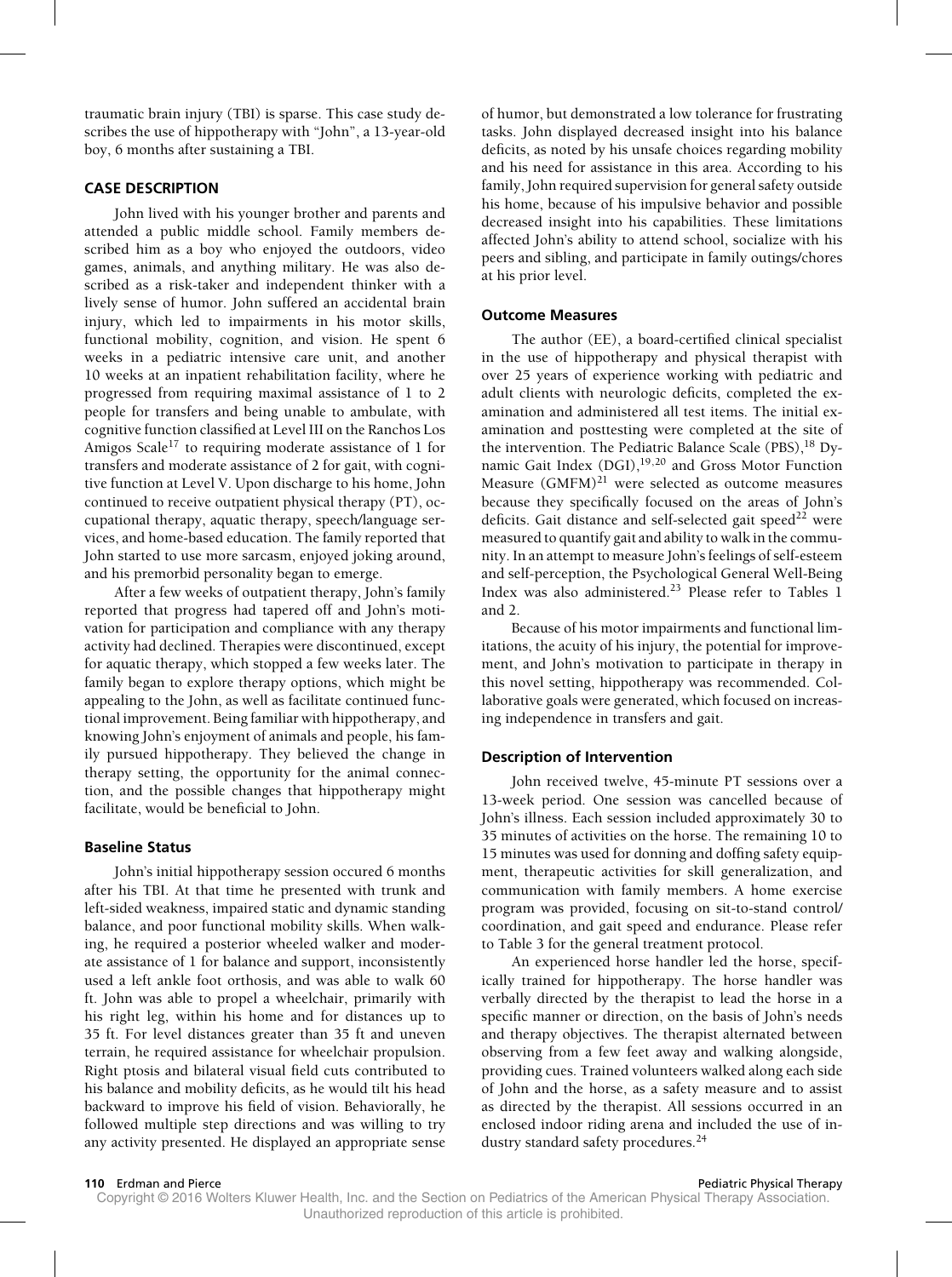traumatic brain injury (TBI) is sparse. This case study describes the use of hippotherapy with "John", a 13-year-old boy, 6 months after sustaining a TBI.

## CASE DESCRIPTION

John lived with his younger brother and parents and attended a public middle school. Family members described him as a boy who enjoyed the outdoors, video games, animals, and anything military. He was also described as a risk-taker and independent thinker with a lively sense of humor. John suffered an accidental brain injury, which led to impairments in his motor skills, functional mobility, cognition, and vision. He spent 6 weeks in a pediatric intensive care unit, and another 10 weeks at an inpatient rehabilitation facility, where he progressed from requiring maximal assistance of 1 to 2 people for transfers and being unable to ambulate, with cognitive function classified at Level III on the Ranchos Los Amigos Scale[17] to requiring moderate assistance of 1 for transfers and moderate assistance of 2 for gait, with cognitive function at Level V. Upon discharge to his home, John continued to receive outpatient physical therapy (PT), occupational therapy, aquatic therapy, speech/language services, and home-based education. The family reported that John started to use more sarcasm, enjoyed joking around, and his premorbid personality began to emerge.

After a few weeks of outpatient therapy, John's family reported that progress had tapered off and John's motivation for participation and compliance with any therapy activity had declined. Therapies were discontinued, except for aquatic therapy, which stopped a few weeks later. The family began to explore therapy options, which might be appealing to the John, as well as facilitate continued functional improvement. Being familiar with hippotherapy, and knowing John's enjoyment of animals and people, his family pursued hippotherapy. They believed the change in therapy setting, the opportunity for the animal connection, and the possible changes that hippotherapy might facilitate, would be beneficial to John.

### Baseline Status

John's initial hippotherapy session occured 6 months after his TBI. At that time he presented with trunk and left-sided weakness, impaired static and dynamic standing balance, and poor functional mobility skills. When walking, he required a posterior wheeled walker and moderate assistance of 1 for balance and support, inconsistently used a left ankle foot orthosis, and was able to walk 60 ft. John was able to propel a wheelchair, primarily with his right leg, within his home and for distances up to 35 ft. For level distances greater than 35 ft and uneven terrain, he required assistance for wheelchair propulsion. Right ptosis and bilateral visual field cuts contributed to his balance and mobility deficits, as he would tilt his head backward to improve his field of vision. Behaviorally, he followed multiple step directions and was willing to try any activity presented. He displayed an appropriate sense of humor, but demonstrated a low tolerance for frustrating tasks. John displayed decreased insight into his balance deficits, as noted by his unsafe choices regarding mobility and his need for assistance in this area. According to his family, John required supervision for general safety outside his home, because of his impulsive behavior and possible decreased insight into his capabilities. These limitations affected John's ability to attend school, socialize with his peers and sibling, and participate in family outings/chores at his prior level.

### Outcome Measures

The author (EE), a board-certified clinical specialist in the use of hippotherapy and physical therapist with over 25 years of experience working with pediatric and adult clients with neurologic deficits, completed the examination and administered all test items. The initial examination and posttesting were completed at the site of the intervention. The Pediatric Balance Scale (PBS),[18] Dynamic Gait Index (DGI),[19,20] and Gross Motor Function Measure (GMFM)[21] were selected as outcome measures because they specifically focused on the areas of John's deficits. Gait distance and self-selected gait speed[22] were measured to quantify gait and ability to walk in the community. In an attempt to measure John's feelings of self-esteem and self-perception, the Psychological General Well-Being Index was also administered.[23] Please refer to Tables 1 and 2.

Because of his motor impairments and functional limitations, the acuity of his injury, the potential for improvement, and John's motivation to participate in therapy in this novel setting, hippotherapy was recommended. Collaborative goals were generated, which focused on increasing independence in transfers and gait.

### Description of Intervention

John received twelve, 45-minute PT sessions over a 13-week period. One session was cancelled because of John's illness. Each session included approximately 30 to 35 minutes of activities on the horse. The remaining 10 to 15 minutes was used for donning and doffing safety equipment, therapeutic activities for skill generalization, and communication with family members. A home exercise program was provided, focusing on sit-to-stand control/coordination, and gait speed and endurance. Please refer to Table 3 for the general treatment protocol.

An experienced horse handler led the horse, specifically trained for hippotherapy. The horse handler was verbally directed by the therapist to lead the horse in a specific manner or direction, on the basis of John's needs and therapy objectives. The therapist alternated between observing from a few feet away and walking alongside, providing cues. Trained volunteers walked along each side of John and the horse, as a safety measure and to assist as directed by the therapist. All sessions occurred in an enclosed indoor riding arena and included the use of industry standard safety procedures.[24]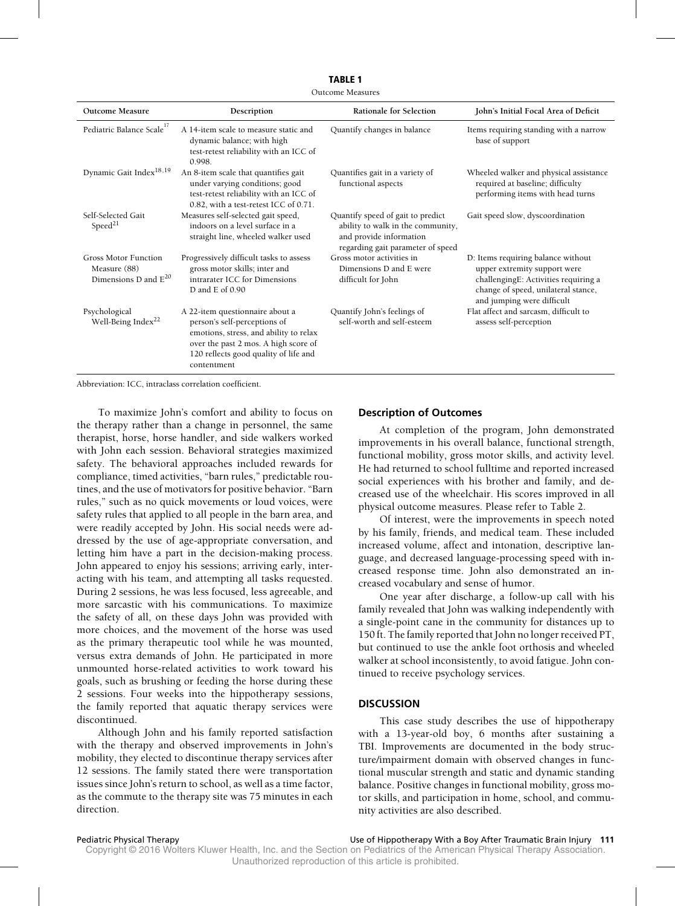**TABLE 1**
Outcome Measures

| Outcome Measure | Description | Rationale for Selection | John's Initial Focal Area of Deficit |
|---|---|---|---|
| Pediatric Balance Scale[17] | A 14-item scale to measure static and dynamic balance; with high test-retest reliability with an ICC of 0.998. | Quantify changes in balance | Items requiring standing with a narrow base of support |
| Dynamic Gait Index[18,19] | An 8-item scale that quantifies gait under varying conditions; good test-retest reliability with an ICC of 0.82, with a test-retest ICC of 0.71. | Quantifies gait in a variety of functional aspects | Wheeled walker and physical assistance required at baseline; difficulty performing items with head turns |
| Self-Selected Gait Speed[21] | Measures self-selected gait speed, indoors on a level surface in a straight line, wheeled walker used | Quantify speed of gait to predict ability to walk in the community, and provide information regarding gait parameter of speed | Gait speed slow, dyscoordination |
| Gross Motor Function Measure (88) Dimensions D and E[20] | Progressively difficult tasks to assess gross motor skills; inter and intrarater ICC for Dimensions D and E of 0.90 | Gross motor activities in Dimensions D and E were difficult for John | D: Items requiring balance without upper extremity support were challengingE: Activities requiring a change of speed, unilateral stance, and jumping were difficult |
| Psychological Well-Being Index[22] | A 22-item questionnaire about a person's self-perceptions of emotions, stress, and ability to relax over the past 2 mos. A high score of 120 reflects good quality of life and contentment | Quantify John's feelings of self-worth and self-esteem | Flat affect and sarcasm, difficult to assess self-perception |

Abbreviation: ICC, intraclass correlation coefficient.

To maximize John's comfort and ability to focus on the therapy rather than a change in personnel, the same therapist, horse, horse handler, and side walkers worked with John each session. Behavioral strategies maximized safety. The behavioral approaches included rewards for compliance, timed activities, "barn rules," predictable routines, and the use of motivators for positive behavior. "Barn rules," such as no quick movements or loud voices, were safety rules that applied to all people in the barn area, and were readily accepted by John. His social needs were addressed by the use of age-appropriate conversation, and letting him have a part in the decision-making process. John appeared to enjoy his sessions; arriving early, interacting with his team, and attempting all tasks requested. During 2 sessions, he was less focused, less agreeable, and more sarcastic with his communications. To maximize the safety of all, on these days John was provided with more choices, and the movement of the horse was used as the primary therapeutic tool while he was mounted, versus extra demands of John. He participated in more unmounted horse-related activities to work toward his goals, such as brushing or feeding the horse during these 2 sessions. Four weeks into the hippotherapy sessions, the family reported that aquatic therapy services were discontinued.

Although John and his family reported satisfaction with the therapy and observed improvements in John's mobility, they elected to discontinue therapy services after 12 sessions. The family stated there were transportation issues since John's return to school, as well as a time factor, as the commute to the therapy site was 75 minutes in each direction.

### Description of Outcomes

At completion of the program, John demonstrated improvements in his overall balance, functional strength, functional mobility, gross motor skills, and activity level. He had returned to school fulltime and reported increased social experiences with his brother and family, and decreased use of the wheelchair. His scores improved in all physical outcome measures. Please refer to Table 2.

Of interest, were the improvements in speech noted by his family, friends, and medical team. These included increased volume, affect and intonation, descriptive language, and decreased language-processing speed with increased response time. John also demonstrated an increased vocabulary and sense of humor.

One year after discharge, a follow-up call with his family revealed that John was walking independently with a single-point cane in the community for distances up to 150 ft. The family reported that John no longer received PT, but continued to use the ankle foot orthosis and wheeled walker at school inconsistently, to avoid fatigue. John continued to receive psychology services.

## DISCUSSION

This case study describes the use of hippotherapy with a 13-year-old boy, 6 months after sustaining a TBI. Improvements are documented in the body structure/impairment domain with observed changes in functional muscular strength and static and dynamic standing balance. Positive changes in functional mobility, gross motor skills, and participation in home, school, and community activities are also described.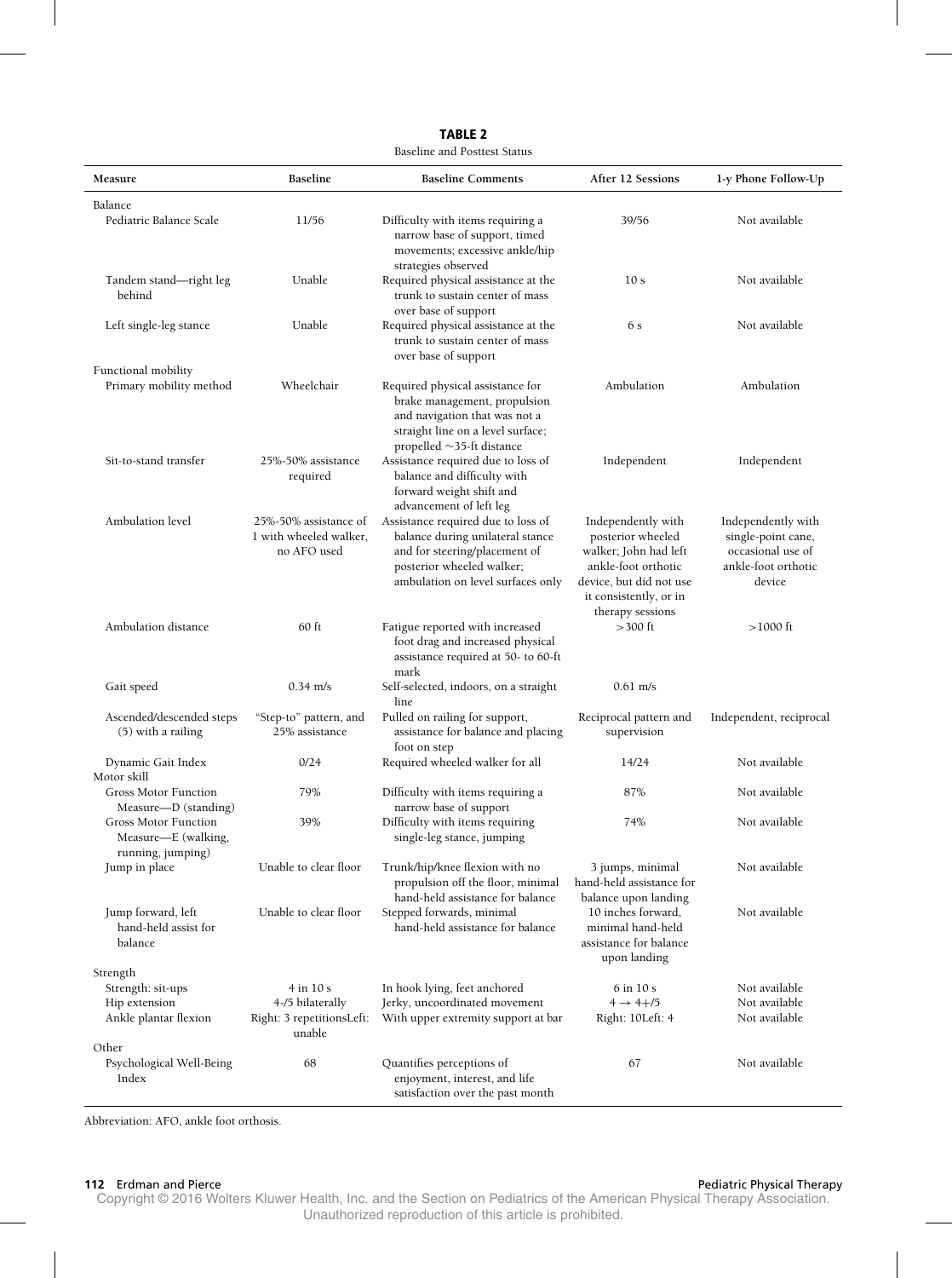**TABLE 2**

Baseline and Posttest Status

| Measure | Baseline | Baseline Comments | After 12 Sessions | 1-y Phone Follow-Up |
|---|---|---|---|---|
| Balance | | | | |
| Pediatric Balance Scale | 11/56 | Difficulty with items requiring a narrow base of support, timed movements; excessive ankle/hip strategies observed | 39/56 | Not available |
| Tandem stand—right leg behind | Unable | Required physical assistance at the trunk to sustain center of mass over base of support | 10 s | Not available |
| Left single-leg stance | Unable | Required physical assistance at the trunk to sustain center of mass over base of support | 6 s | Not available |
| Functional mobility | | | | |
| Primary mobility method | Wheelchair | Required physical assistance for brake management, propulsion and navigation that was not a straight line on a level surface; propelled ~35-ft distance | Ambulation | Ambulation |
| Sit-to-stand transfer | 25%-50% assistance required | Assistance required due to loss of balance and difficulty with forward weight shift and advancement of left leg | Independent | Independent |
| Ambulation level | 25%-50% assistance of 1 with wheeled walker, no AFO used | Assistance required due to loss of balance during unilateral stance and for steering/placement of posterior wheeled walker; ambulation on level surfaces only | Independently with posterior wheeled walker; John had left ankle-foot orthotic device, but did not use it consistently, or in therapy sessions | Independently with single-point cane, occasional use of ankle-foot orthotic device |
| Ambulation distance | 60 ft | Fatigue reported with increased foot drag and increased physical assistance required at 50- to 60-ft mark | >300 ft | >1000 ft |
| Gait speed | 0.34 m/s | Self-selected, indoors, on a straight line | 0.61 m/s | |
| Ascended/descended steps (5) with a railing | "Step-to" pattern, and 25% assistance | Pulled on railing for support, assistance for balance and placing foot on step | Reciprocal pattern and supervision | Independent, reciprocal |
| Dynamic Gait Index | 0/24 | Required wheeled walker for all | 14/24 | Not available |
| Motor skill | | | | |
| Gross Motor Function Measure—D (standing) | 79% | Difficulty with items requiring a narrow base of support | 87% | Not available |
| Gross Motor Function Measure—E (walking, running, jumping) | 39% | Difficulty with items requiring single-leg stance, jumping | 74% | Not available |
| Jump in place | Unable to clear floor | Trunk/hip/knee flexion with no propulsion off the floor, minimal hand-held assistance for balance | 3 jumps, minimal hand-held assistance for balance upon landing | Not available |
| Jump forward, left hand-held assist for balance | Unable to clear floor | Stepped forwards, minimal hand-held assistance for balance | 10 inches forward, minimal hand-held assistance for balance upon landing | Not available |
| Strength | | | | |
| Strength: sit-ups | 4 in 10 s | In hook lying, feet anchored | 6 in 10 s | Not available |
| Hip extension | 4-/5 bilaterally | Jerky, uncoordinated movement | 4 → 4+/5 | Not available |
| Ankle plantar flexion | Right: 3 repetitionsLeft: unable | With upper extremity support at bar | Right: 10Left: 4 | Not available |
| Other | | | | |
| Psychological Well-Being Index | 68 | Quantifies perceptions of enjoyment, interest, and life satisfaction over the past month | 67 | Not available |

Abbreviation: AFO, ankle foot orthosis.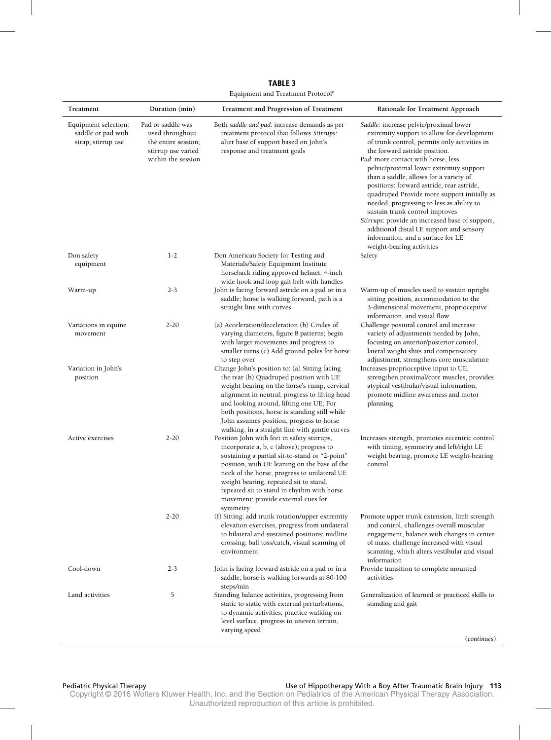**TABLE 3**

Equipment and Treatment Protocol[a]

| Treatment | Duration (min) | Treatment and Progression of Treatment | Rationale for Treatment Approach |
|---|---|---|---|
| Equipment selection: saddle or pad with strap; stirrup use | Pad or saddle was used throughout the entire session; stirrup use varied within the session | Both *saddle and pad*: increase demands as per treatment protocol that follows *Stirrups:* alter base of support based on John's response and treatment goals | *Saddle*: increase pelvic/proximal lower extremity support to allow for development of trunk control, permits only activities in the forward astride position. *Pad*: more contact with horse, less pelvic/proximal lower extremity support than a saddle, allows for a variety of positions: forward astride, rear astride, quadruped Provide more support initially as needed, progressing to less as ability to sustain trunk control improves *Stirrups*: provide an increased base of support, additional distal LE support and sensory information, and a surface for LE weight-bearing activities |
| Don safety equipment | 1-2 | Don American Society for Testing and Materials/Safety Equipment Institute horseback riding approved helmet; 4-inch wide hook and loop gait belt with handles | Safety |
| Warm-up | 2-3 | John is facing forward astride on a pad or in a saddle; horse is walking forward, path is a straight line with curves | Warm-up of muscles used to sustain upright sitting position, accommodation to the 3-dimensional movement, proprioceptive information, and visual flow |
| Variations in equine movement | 2-20 | (a) Acceleration/deceleration (b) Circles of varying diameters, figure 8 patterns; begin with larger movements and progress to smaller turns (c) Add ground poles for horse to step over | Challenge postural control and increase variety of adjustments needed by John, focusing on anterior/posterior control, lateral weight shits and compensatory adjustment, strengthens core musculature |
| Variation in John's position | | Change John's position to: (a) Sitting facing the rear (b) Quadruped position with UE weight bearing on the horse's rump, cervical alignment in neutral; progress to lifting head and looking around, lifting one UE; For both positions, horse is standing still while John assumes position, progress to horse walking, in a straight line with gentle curves | Increases proprioceptive input to UE, strengthen proximal/core muscles, provides atypical vestibular/visual information, promote midline awareness and motor planning |
| Active exercises | 2-20 | Position John with feet in safety stirrups, incorporate a, b, c (above); progress to sustaining a partial sit-to-stand or "2-point" position, with UE leaning on the base of the neck of the horse, progress to unilateral UE weight bearing, repeated sit to stand, repeated sit to stand in rhythm with horse movement; provide external cues for symmetry | Increases strength, promotes eccentric control with timing, symmetry and left/right LE weight bearing, promote LE weight-bearing control |
| | 2-20 | (f) Sitting: add trunk rotation/upper extremity elevation exercises, progress from unilateral to bilateral and sustained positions; midline crossing, ball toss/catch, visual scanning of environment | Promote upper trunk extension, limb strength and control, challenges overall muscular engagement, balance with changes in center of mass; challenge increased with visual scanning, which alters vestibular and visual information |
| Cool-down | 2-3 | John is facing forward astride on a pad or in a saddle; horse is walking forwards at 80-100 steps/min | Provide transition to complete mounted activities |
| Land activities | 5 | Standing balance activities, progressing from static to static with external perturbations, to dynamic activities; practice walking on level surface, progress to uneven terrain, varying speed | Generalization of learned or practiced skills to standing and gait |

(*continues*)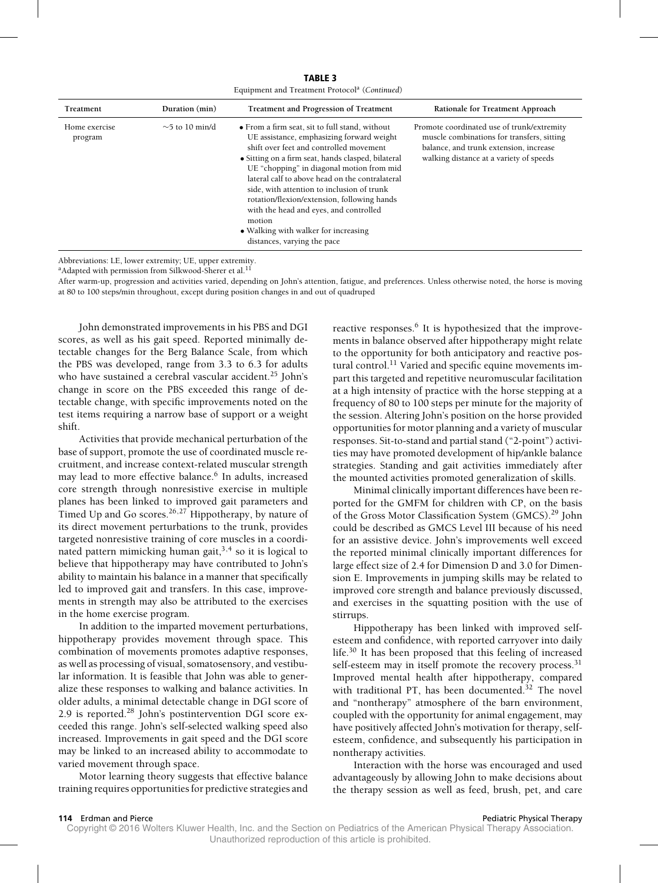**TABLE 3**

Equipment and Treatment Protocol[a] (*Continued*)

| Treatment | Duration (min) | Treatment and Progression of Treatment | Rationale for Treatment Approach |
|---|---|---|---|
| Home exercise program | ~5 to 10 min/d | • From a firm seat, sit to full stand, without UE assistance, emphasizing forward weight shift over feet and controlled movement<br>• Sitting on a firm seat, hands clasped, bilateral UE "chopping" in diagonal motion from mid lateral calf to above head on the contralateral side, with attention to inclusion of trunk rotation/flexion/extension, following hands with the head and eyes, and controlled motion<br>• Walking with walker for increasing distances, varying the pace | Promote coordinated use of trunk/extremity muscle combinations for transfers, sitting balance, and trunk extension, increase walking distance at a variety of speeds |

Abbreviations: LE, lower extremity; UE, upper extremity.

[a]Adapted with permission from Silkwood-Sherer et al.[11]

After warm-up, progression and activities varied, depending on John's attention, fatigue, and preferences. Unless otherwise noted, the horse is moving at 80 to 100 steps/min throughout, except during position changes in and out of quadruped

John demonstrated improvements in his PBS and DGI scores, as well as his gait speed. Reported minimally detectable changes for the Berg Balance Scale, from which the PBS was developed, range from 3.3 to 6.3 for adults who have sustained a cerebral vascular accident.[25] John's change in score on the PBS exceeded this range of detectable change, with specific improvements noted on the test items requiring a narrow base of support or a weight shift.

Activities that provide mechanical perturbation of the base of support, promote the use of coordinated muscle recruitment, and increase context-related muscular strength may lead to more effective balance.[6] In adults, increased core strength through nonresistive exercise in multiple planes has been linked to improved gait parameters and Timed Up and Go scores.[26,27] Hippotherapy, by nature of its direct movement perturbations to the trunk, provides targeted nonresistive training of core muscles in a coordinated pattern mimicking human gait,[3,4] so it is logical to believe that hippotherapy may have contributed to John's ability to maintain his balance in a manner that specifically led to improved gait and transfers. In this case, improvements in strength may also be attributed to the exercises in the home exercise program.

In addition to the imparted movement perturbations, hippotherapy provides movement through space. This combination of movements promotes adaptive responses, as well as processing of visual, somatosensory, and vestibular information. It is feasible that John was able to generalize these responses to walking and balance activities. In older adults, a minimal detectable change in DGI score of 2.9 is reported.[28] John's postintervention DGI score exceeded this range. John's self-selected walking speed also increased. Improvements in gait speed and the DGI score may be linked to an increased ability to accommodate to varied movement through space.

Motor learning theory suggests that effective balance training requires opportunities for predictive strategies and reactive responses.[6] It is hypothesized that the improvements in balance observed after hippotherapy might relate to the opportunity for both anticipatory and reactive postural control.[11] Varied and specific equine movements impart this targeted and repetitive neuromuscular facilitation at a high intensity of practice with the horse stepping at a frequency of 80 to 100 steps per minute for the majority of the session. Altering John's position on the horse provided opportunities for motor planning and a variety of muscular responses. Sit-to-stand and partial stand ("2-point") activities may have promoted development of hip/ankle balance strategies. Standing and gait activities immediately after the mounted activities promoted generalization of skills.

Minimal clinically important differences have been reported for the GMFM for children with CP, on the basis of the Gross Motor Classification System (GMCS).[29] John could be described as GMCS Level III because of his need for an assistive device. John's improvements well exceed the reported minimal clinically important differences for large effect size of 2.4 for Dimension D and 3.0 for Dimension E. Improvements in jumping skills may be related to improved core strength and balance previously discussed, and exercises in the squatting position with the use of stirrups.

Hippotherapy has been linked with improved self-esteem and confidence, with reported carryover into daily life.[30] It has been proposed that this feeling of increased self-esteem may in itself promote the recovery process.[31] Improved mental health after hippotherapy, compared with traditional PT, has been documented.[32] The novel and "nontherapy" atmosphere of the barn environment, coupled with the opportunity for animal engagement, may have positively affected John's motivation for therapy, self-esteem, confidence, and subsequently his participation in nontherapy activities.

Interaction with the horse was encouraged and used advantageously by allowing John to make decisions about the therapy session as well as feed, brush, pet, and care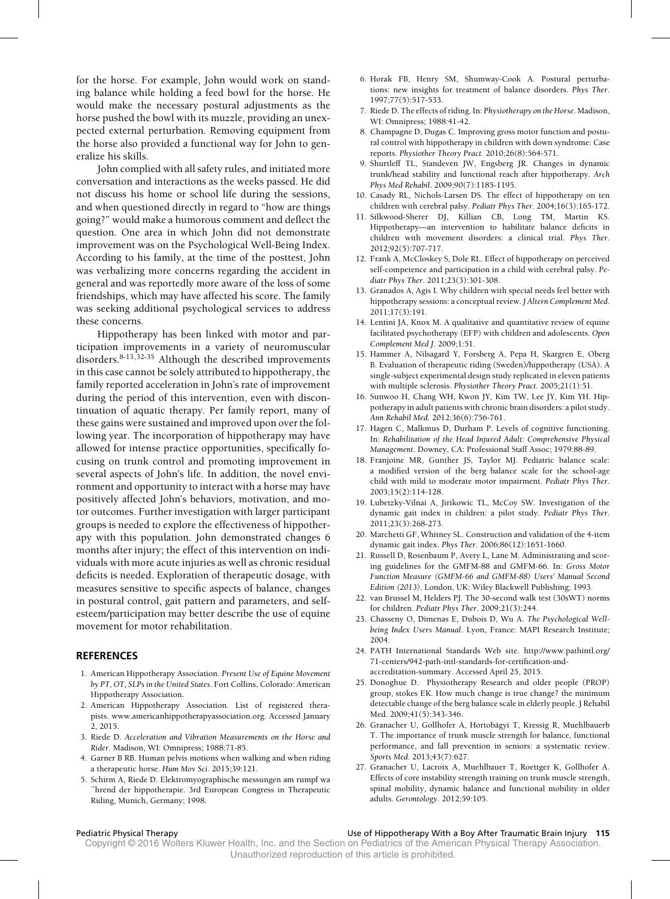for the horse. For example, John would work on standing balance while holding a feed bowl for the horse. He would make the necessary postural adjustments as the horse pushed the bowl with its muzzle, providing an unexpected external perturbation. Removing equipment from the horse also provided a functional way for John to generalize his skills.

John complied with all safety rules, and initiated more conversation and interactions as the weeks passed. He did not discuss his home or school life during the sessions, and when questioned directly in regard to "how are things going?" would make a humorous comment and deflect the question. One area in which John did not demonstrate improvement was on the Psychological Well-Being Index. According to his family, at the time of the posttest, John was verbalizing more concerns regarding the accident in general and was reportedly more aware of the loss of some friendships, which may have affected his score. The family was seeking additional psychological services to address these concerns.

Hippotherapy has been linked with motor and participation improvements in a variety of neuromuscular disorders.[8-13,32-35] Although the described improvements in this case cannot be solely attributed to hippotherapy, the family reported acceleration in John's rate of improvement during the period of this intervention, even with discontinuation of aquatic therapy. Per family report, many of these gains were sustained and improved upon over the following year. The incorporation of hippotherapy may have allowed for intense practice opportunities, specifically focusing on trunk control and promoting improvement in several aspects of John's life. In addition, the novel environment and opportunity to interact with a horse may have positively affected John's behaviors, motivation, and motor outcomes. Further investigation with larger participant groups is needed to explore the effectiveness of hippotherapy with this population. John demonstrated changes 6 months after injury; the effect of this intervention on individuals with more acute injuries as well as chronic residual deficits is needed. Exploration of therapeutic dosage, with measures sensitive to specific aspects of balance, changes in postural control, gait pattern and parameters, and self-esteem/participation may better describe the use of equine movement for motor rehabilitation.

## REFERENCES

1. American Hippotherapy Association. *Present Use of Equine Movement by PT, OT, SLPs in the United States*. Fort Collins, Colorado: American Hippotherapy Association.
2. American Hippotherapy Association. List of registered therapists. www.americanhippotherapyassociation.org. Accessed January 2, 2015.
3. Riede D. *Acceleration and Vibration Measurements on the Horse and Rider*. Madison, WI: Omnipress; 1988:71-85.
4. Garner B RB. Human pelvis motions when walking and when riding a therapeutic horse. *Hum Mov Sci*. 2015;39:121.
5. Schirm A, Riede D. Elektromyographische messungen am rumpf wa ¨hrend der hippotherapie. 3rd European Congress in Therapeutic Riding, Munich, Germany; 1998.
6. Horak FB, Henry SM, Shumway-Cook A. Postural perturbations: new insights for treatment of balance disorders. *Phys Ther*. 1997;77(5):517-533.
7. Riede D. The effects of riding. In: *Physiotherapy on the Horse*. Madison, WI: Omnipress; 1988:41-42.
8. Champagne D, Dugas C. Improving gross motor function and postural control with hippotherapy in children with down syndrome: Case reports. *Physiother Theory Pract*. 2010;26(8):564-571.
9. Shurtleff TL, Standeven JW, Engsberg JR. Changes in dynamic trunk/head stability and functional reach after hippotherapy. *Arch Phys Med Rehabil*. 2009;90(7):1185-1195.
10. Casady RL, Nichols-Larsen DS. The effect of hippotherapy on ten children with cerebral palsy. *Pediatr Phys Ther*. 2004;16(3):165-172.
11. Silkwood-Sherer DJ, Killian CB, Long TM, Martin KS. Hippotherapy—an intervention to habilitate balance deficits in children with movement disorders: a clinical trial. *Phys Ther*. 2012;92(5):707-717.
12. Frank A, McCloskey S, Dole RL. Effect of hippotherapy on perceived self-competence and participation in a child with cerebral palsy. *Pediatr Phys Ther*. 2011;23(3):301-308.
13. Granados A, Agis I. Why children with special needs feel better with hippotherapy sessions: a conceptual review. *J Altern Complement Med*. 2011;17(3):191.
14. Lentini JA, Knox M. A qualitative and quantitative review of equine facilitated psychotherapy (EFP) with children and adolescents. *Open Complement Med J*. 2009;1:51.
15. Hammer A, Nilsagard Y, Forsberg A, Pepa H, Skargren E, Oberg B. Evaluation of therapeutic riding (Sweden)/hippotherapy (USA). A single-subject experimental design study replicated in eleven patients with multiple sclerosis. *Physiother Theory Pract*. 2005;21(1):51.
16. Sunwoo H, Chang WH, Kwon JY, Kim TW, Lee JY, Kim YH. Hippotherapy in adult patients with chronic brain disorders: a pilot study. *Ann Rehabil Med*. 2012;36(6):756-761.
17. Hagen C, Malkmus D, Durham P. Levels of cognitive functioning. In: *Rehabilitation of the Head Injured Adult: Comprehensive Physical Management*. Downey, CA: Professional Staff Assoc; 1979:88-89.
18. Franjoine MR, Gunther JS, Taylor MJ. Pediatric balance scale: a modified version of the berg balance scale for the school-age child with mild to moderate motor impairment. *Pediatr Phys Ther*. 2003;15(2):114-128.
19. Lubetzky-Vilnai A, Jirikowic TL, McCoy SW. Investigation of the dynamic gait index in children: a pilot study. *Pediatr Phys Ther*. 2011;23(3):268-273.
20. Marchetti GF, Whitney SL. Construction and validation of the 4-item dynamic gait index. *Phys Ther*. 2006;86(12):1651-1660.
21. Russell D, Rosenbaum P, Avery L, Lane M. Administrating and scoring guidelines for the GMFM-88 and GMFM-66. In: *Gross Motor Function Measure (GMFM-66 and GMFM-88) Users' Manual Second Edition (2013)*. London, UK: Wiley Blackwell Publishing; 1993.
22. van Brussel M, Helders PJ. The 30-second walk test (30sWT) norms for children. *Pediatr Phys Ther*. 2009;21(3):244.
23. Chasseny O, Dimenas E, Dubois D, Wu A. *The Psychological Well-being Index Users Manual*. Lyon, France: MAPI Research Institute; 2004.
24. PATH International Standards Web site. http://www.pathintl.org/71-centers/942-path-intl-standards-for-certification-and-accreditation-summary. Accessed April 25, 2015.
25. Donoghue D. Physiotherapy Research and older people (PROP) group, stokes EK. How much change is true change? the minimum detectable change of the berg balance scale in elderly people. J Rehabil Med. 2009;41(5):343-346.
26. Granacher U, Gollhofer A, Hortobágyi T, Kressig R, Muehlbauerb T. The importance of trunk muscle strength for balance, functional performance, and fall prevention in seniors: a systematic review. *Sports Med*. 2013;43(7):627.
27. Granacher U, Lacroix A, Muehlbauer T, Roettger K, Gollhofer A. Effects of core instability strength training on trunk muscle strength, spinal mobility, dynamic balance and functional mobility in older adults. *Gerontology*. 2012;59:105.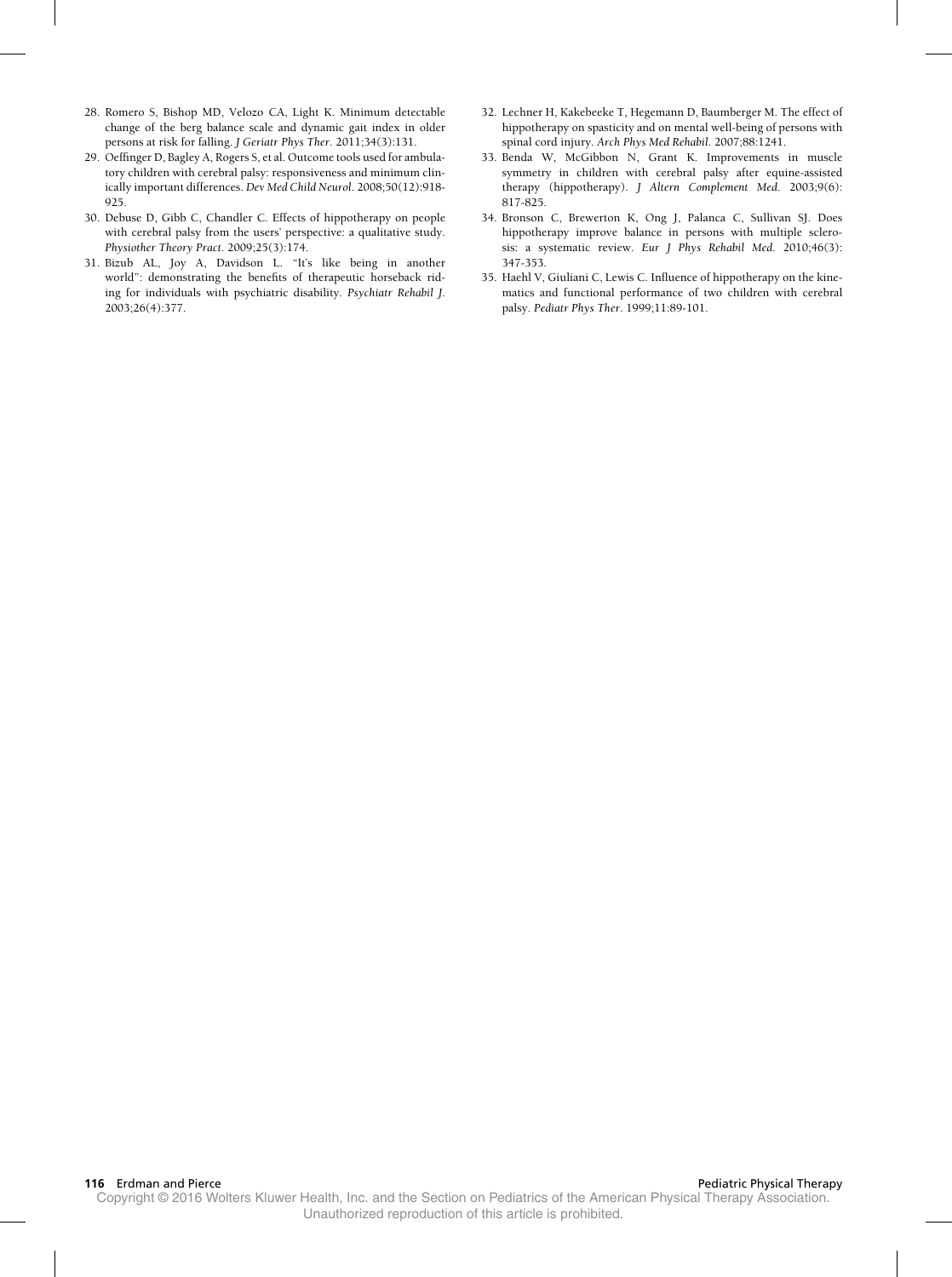28. Romero S, Bishop MD, Velozo CA, Light K. Minimum detectable change of the berg balance scale and dynamic gait index in older persons at risk for falling. *J Geriatr Phys Ther*. 2011;34(3):131.
29. Oeffinger D, Bagley A, Rogers S, et al. Outcome tools used for ambulatory children with cerebral palsy: responsiveness and minimum clinically important differences. *Dev Med Child Neurol*. 2008;50(12):918-925.
30. Debuse D, Gibb C, Chandler C. Effects of hippotherapy on people with cerebral palsy from the users' perspective: a qualitative study. *Physiother Theory Pract*. 2009;25(3):174.
31. Bizub AL, Joy A, Davidson L. "It's like being in another world": demonstrating the benefits of therapeutic horseback riding for individuals with psychiatric disability. *Psychiatr Rehabil J*. 2003;26(4):377.
32. Lechner H, Kakebeeke T, Hegemann D, Baumberger M. The effect of hippotherapy on spasticity and on mental well-being of persons with spinal cord injury. *Arch Phys Med Rehabil*. 2007;88:1241.
33. Benda W, McGibbon N, Grant K. Improvements in muscle symmetry in children with cerebral palsy after equine-assisted therapy (hippotherapy). *J Altern Complement Med*. 2003;9(6): 817-825.
34. Bronson C, Brewerton K, Ong J, Palanca C, Sullivan SJ. Does hippotherapy improve balance in persons with multiple sclerosis: a systematic review. *Eur J Phys Rehabil Med*. 2010;46(3): 347-353.
35. Haehl V, Giuliani C, Lewis C. Influence of hippotherapy on the kinematics and functional performance of two children with cerebral palsy. *Pediatr Phys Ther*. 1999;11:89-101.

Copyright © 2016 Wolters Kluwer Health, Inc. and the Section on Pediatrics of the American Physical Therapy Association. Unauthorized reproduction of this article is prohibited.